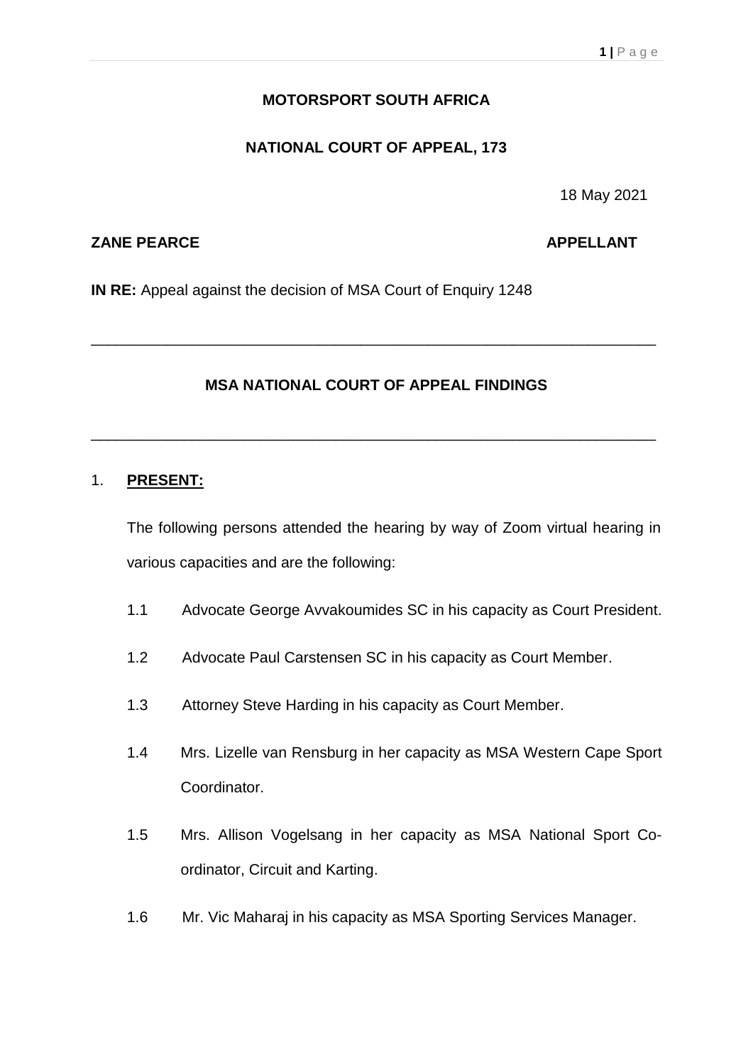**MOTORSPORT SOUTH AFRICA**

**NATIONAL COURT OF APPEAL, 173**

18 May 2021

**ZANE PEARCE** **APPELLANT**

**IN RE:** Appeal against the decision of MSA Court of Enquiry 1248

---

**MSA NATIONAL COURT OF APPEAL FINDINGS**

---

1. **PRESENT:**

   The following persons attended the hearing by way of Zoom virtual hearing in various capacities and are the following:

   1.1 Advocate George Avvakoumides SC in his capacity as Court President.

   1.2 Advocate Paul Carstensen SC in his capacity as Court Member.

   1.3 Attorney Steve Harding in his capacity as Court Member.

   1.4 Mrs. Lizelle van Rensburg in her capacity as MSA Western Cape Sport Coordinator.

   1.5 Mrs. Allison Vogelsang in her capacity as MSA National Sport Co-ordinator, Circuit and Karting.

   1.6 Mr. Vic Maharaj in his capacity as MSA Sporting Services Manager.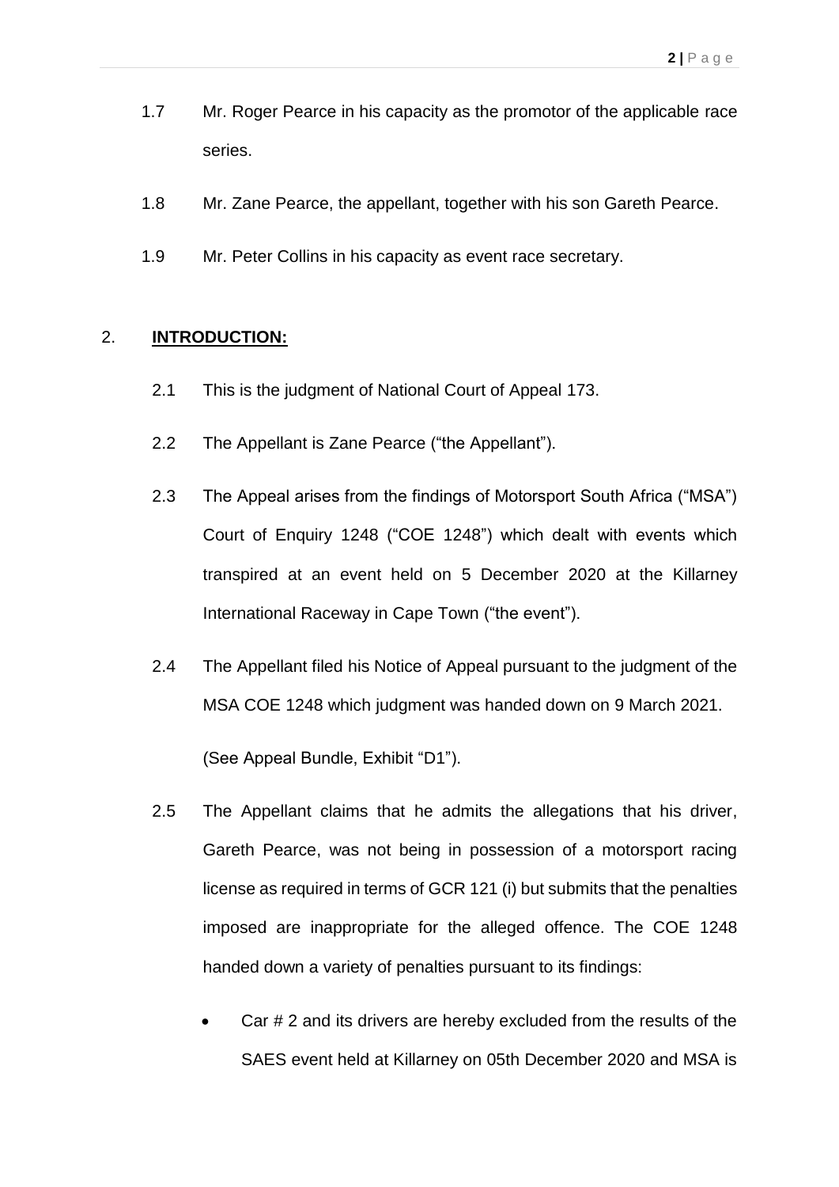1.7 Mr. Roger Pearce in his capacity as the promotor of the applicable race series.

1.8 Mr. Zane Pearce, the appellant, together with his son Gareth Pearce.

1.9 Mr. Peter Collins in his capacity as event race secretary.

## 2. **INTRODUCTION:**

2.1 This is the judgment of National Court of Appeal 173.

2.2 The Appellant is Zane Pearce ("the Appellant").

2.3 The Appeal arises from the findings of Motorsport South Africa ("MSA") Court of Enquiry 1248 ("COE 1248") which dealt with events which transpired at an event held on 5 December 2020 at the Killarney International Raceway in Cape Town ("the event").

2.4 The Appellant filed his Notice of Appeal pursuant to the judgment of the MSA COE 1248 which judgment was handed down on 9 March 2021.

(See Appeal Bundle, Exhibit "D1").

2.5 The Appellant claims that he admits the allegations that his driver, Gareth Pearce, was not being in possession of a motorsport racing license as required in terms of GCR 121 (i) but submits that the penalties imposed are inappropriate for the alleged offence. The COE 1248 handed down a variety of penalties pursuant to its findings:

- Car # 2 and its drivers are hereby excluded from the results of the SAES event held at Killarney on 05th December 2020 and MSA is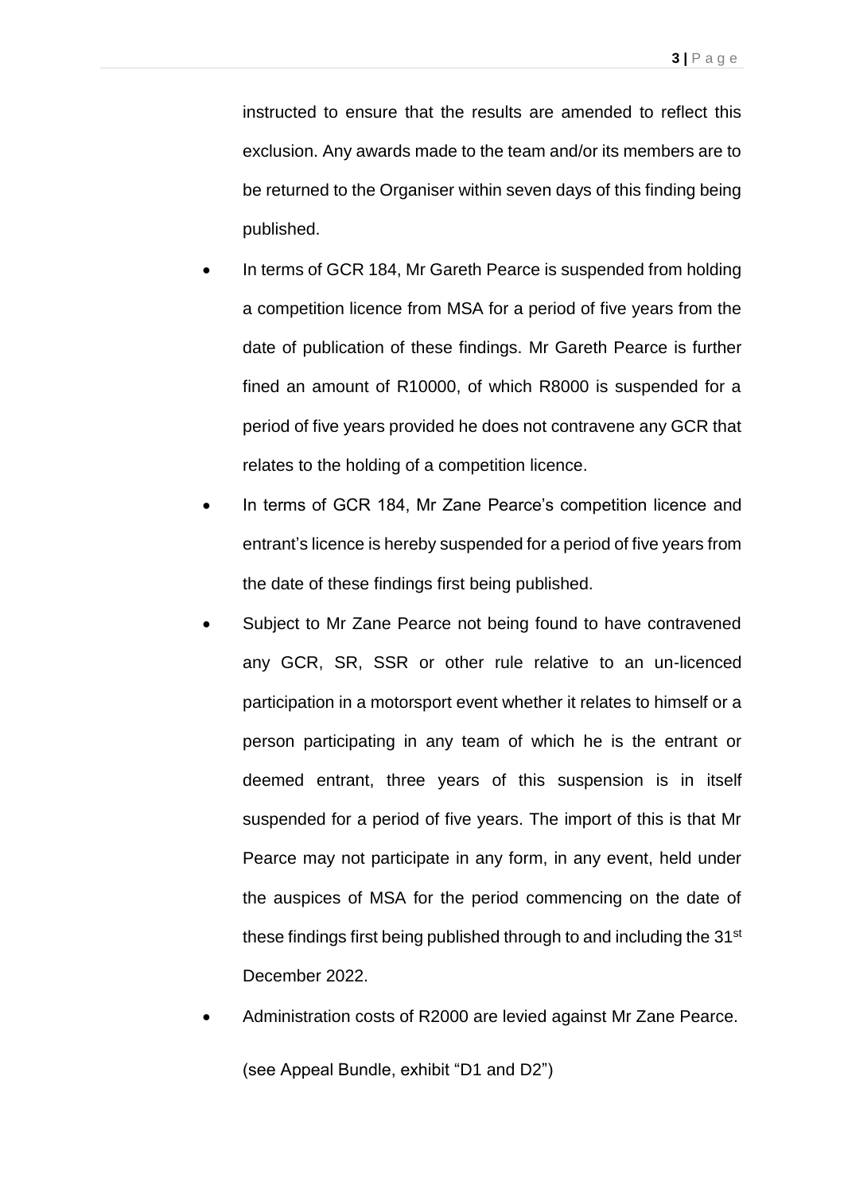instructed to ensure that the results are amended to reflect this exclusion. Any awards made to the team and/or its members are to be returned to the Organiser within seven days of this finding being published.

- In terms of GCR 184, Mr Gareth Pearce is suspended from holding a competition licence from MSA for a period of five years from the date of publication of these findings. Mr Gareth Pearce is further fined an amount of R10000, of which R8000 is suspended for a period of five years provided he does not contravene any GCR that relates to the holding of a competition licence.
- In terms of GCR 184, Mr Zane Pearce's competition licence and entrant's licence is hereby suspended for a period of five years from the date of these findings first being published.
- Subject to Mr Zane Pearce not being found to have contravened any GCR, SR, SSR or other rule relative to an un-licenced participation in a motorsport event whether it relates to himself or a person participating in any team of which he is the entrant or deemed entrant, three years of this suspension is in itself suspended for a period of five years. The import of this is that Mr Pearce may not participate in any form, in any event, held under the auspices of MSA for the period commencing on the date of these findings first being published through to and including the 31st December 2022.
- Administration costs of R2000 are levied against Mr Zane Pearce.

(see Appeal Bundle, exhibit "D1 and D2")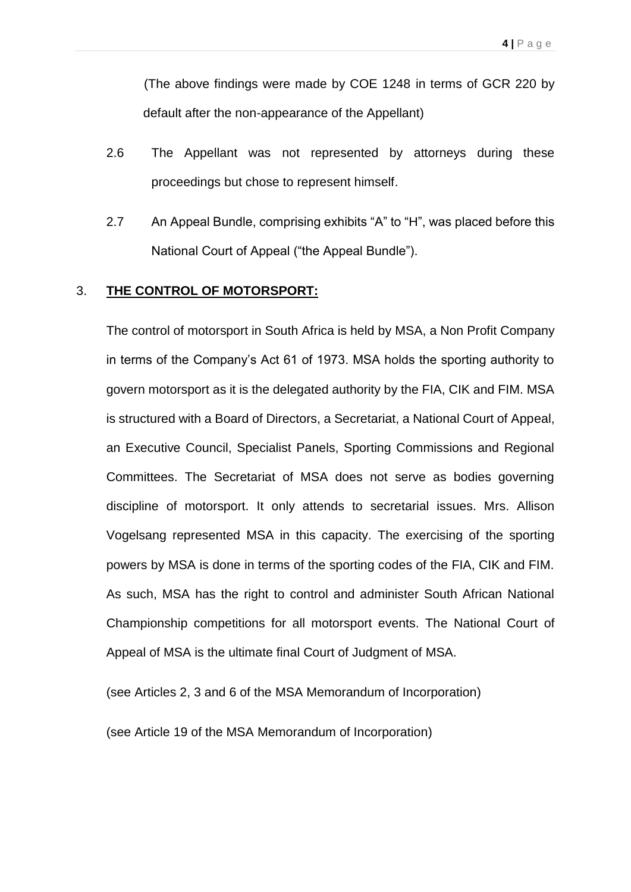(The above findings were made by COE 1248 in terms of GCR 220 by default after the non-appearance of the Appellant)

2.6 The Appellant was not represented by attorneys during these proceedings but chose to represent himself.

2.7 An Appeal Bundle, comprising exhibits "A" to "H", was placed before this National Court of Appeal ("the Appeal Bundle").

## 3. **THE CONTROL OF MOTORSPORT:**

The control of motorsport in South Africa is held by MSA, a Non Profit Company in terms of the Company's Act 61 of 1973. MSA holds the sporting authority to govern motorsport as it is the delegated authority by the FIA, CIK and FIM. MSA is structured with a Board of Directors, a Secretariat, a National Court of Appeal, an Executive Council, Specialist Panels, Sporting Commissions and Regional Committees. The Secretariat of MSA does not serve as bodies governing discipline of motorsport. It only attends to secretarial issues. Mrs. Allison Vogelsang represented MSA in this capacity. The exercising of the sporting powers by MSA is done in terms of the sporting codes of the FIA, CIK and FIM. As such, MSA has the right to control and administer South African National Championship competitions for all motorsport events. The National Court of Appeal of MSA is the ultimate final Court of Judgment of MSA.

(see Articles 2, 3 and 6 of the MSA Memorandum of Incorporation)

(see Article 19 of the MSA Memorandum of Incorporation)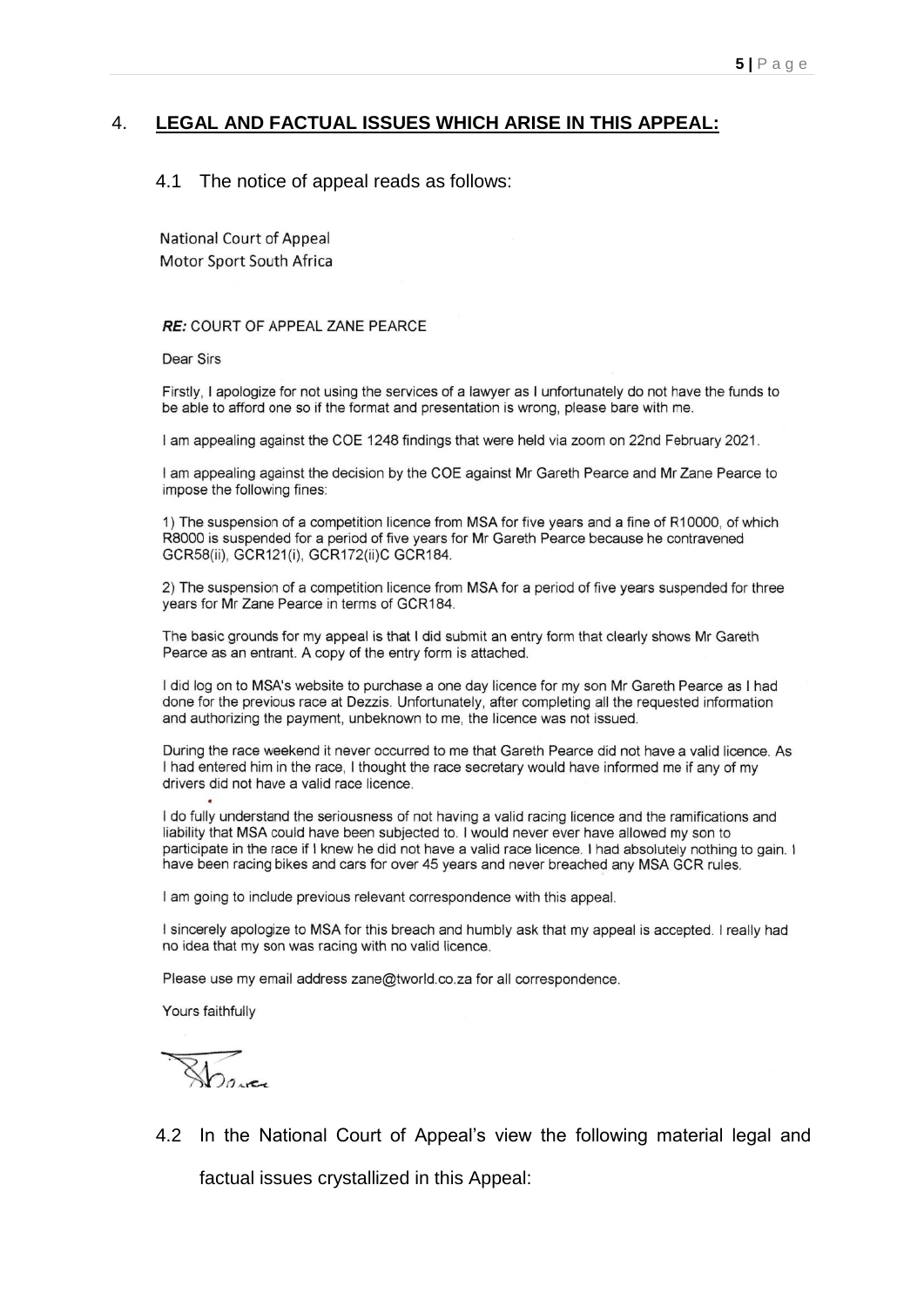## 4. LEGAL AND FACTUAL ISSUES WHICH ARISE IN THIS APPEAL:

4.1 The notice of appeal reads as follows:

National Court of Appeal
Motor Sport South Africa

***RE:*** COURT OF APPEAL ZANE PEARCE

Dear Sirs

Firstly, I apologize for not using the services of a lawyer as I unfortunately do not have the funds to be able to afford one so if the format and presentation is wrong, please bare with me.

I am appealing against the COE 1248 findings that were held via zoom on 22nd February 2021.

I am appealing against the decision by the COE against Mr Gareth Pearce and Mr Zane Pearce to impose the following fines:

1) The suspension of a competition licence from MSA for five years and a fine of R10000, of which R8000 is suspended for a period of five years for Mr Gareth Pearce because he contravened GCR58(ii), GCR121(i), GCR172(ii)C GCR184.

2) The suspension of a competition licence from MSA for a period of five years suspended for three years for Mr Zane Pearce in terms of GCR184.

The basic grounds for my appeal is that I did submit an entry form that clearly shows Mr Gareth Pearce as an entrant. A copy of the entry form is attached.

I did log on to MSA's website to purchase a one day licence for my son Mr Gareth Pearce as I had done for the previous race at Dezzis. Unfortunately, after completing all the requested information and authorizing the payment, unbeknown to me, the licence was not issued.

During the race weekend it never occurred to me that Gareth Pearce did not have a valid licence. As I had entered him in the race, I thought the race secretary would have informed me if any of my drivers did not have a valid race licence.

I do fully understand the seriousness of not having a valid racing licence and the ramifications and liability that MSA could have been subjected to. I would never ever have allowed my son to participate in the race if I knew he did not have a valid race licence. I had absolutely nothing to gain. I have been racing bikes and cars for over 45 years and never breached any MSA GCR rules.

I am going to include previous relevant correspondence with this appeal.

I sincerely apologize to MSA for this breach and humbly ask that my appeal is accepted. I really had no idea that my son was racing with no valid licence.

Please use my email address zane@tworld.co.za for all correspondence.

Yours faithfully

[Signature]

4.2 In the National Court of Appeal's view the following material legal and factual issues crystallized in this Appeal: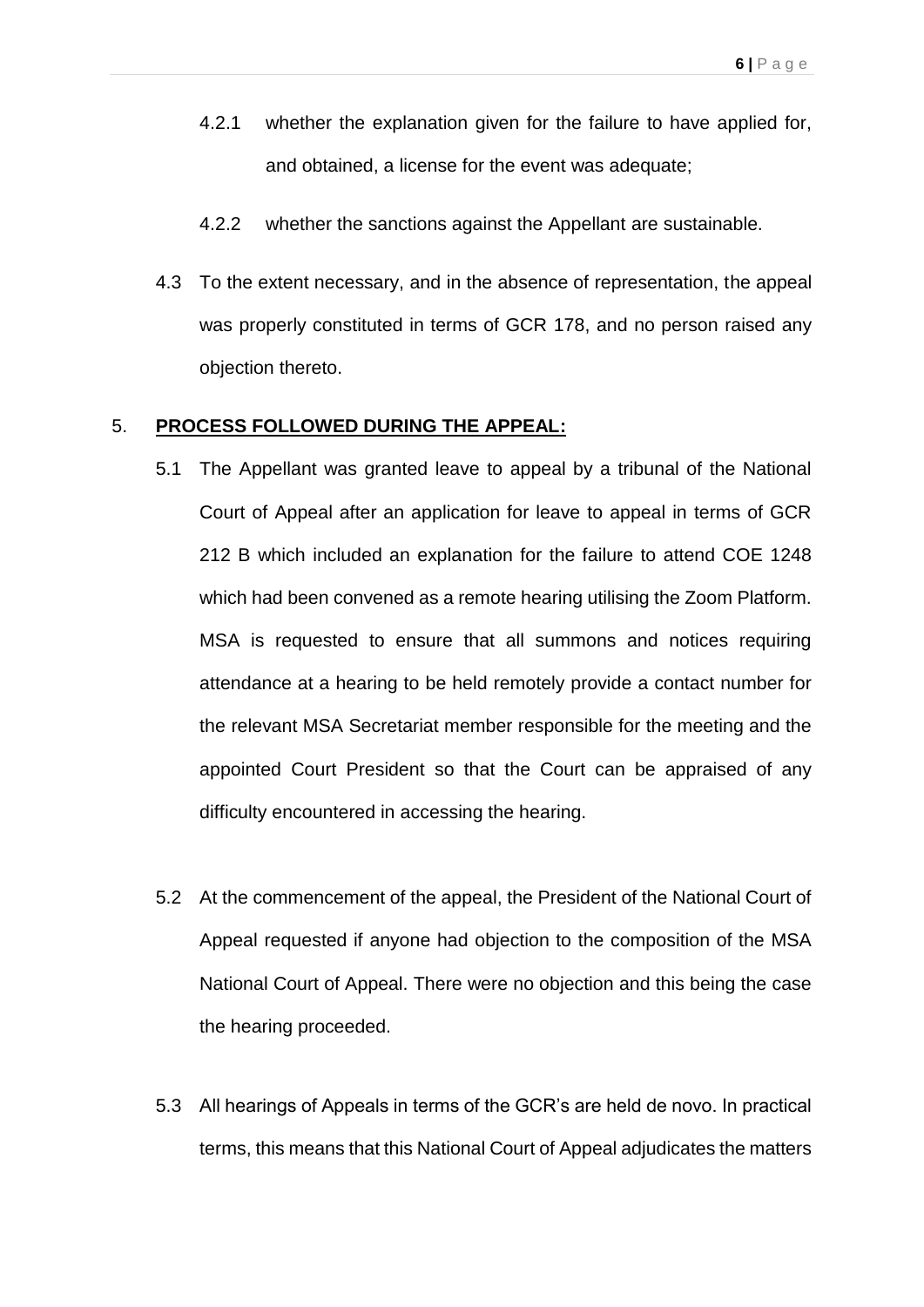4.2.1 whether the explanation given for the failure to have applied for, and obtained, a license for the event was adequate;

4.2.2 whether the sanctions against the Appellant are sustainable.

4.3 To the extent necessary, and in the absence of representation, the appeal was properly constituted in terms of GCR 178, and no person raised any objection thereto.

5. **PROCESS FOLLOWED DURING THE APPEAL:**

5.1 The Appellant was granted leave to appeal by a tribunal of the National Court of Appeal after an application for leave to appeal in terms of GCR 212 B which included an explanation for the failure to attend COE 1248 which had been convened as a remote hearing utilising the Zoom Platform. MSA is requested to ensure that all summons and notices requiring attendance at a hearing to be held remotely provide a contact number for the relevant MSA Secretariat member responsible for the meeting and the appointed Court President so that the Court can be appraised of any difficulty encountered in accessing the hearing.

5.2 At the commencement of the appeal, the President of the National Court of Appeal requested if anyone had objection to the composition of the MSA National Court of Appeal. There were no objection and this being the case the hearing proceeded.

5.3 All hearings of Appeals in terms of the GCR's are held de novo. In practical terms, this means that this National Court of Appeal adjudicates the matters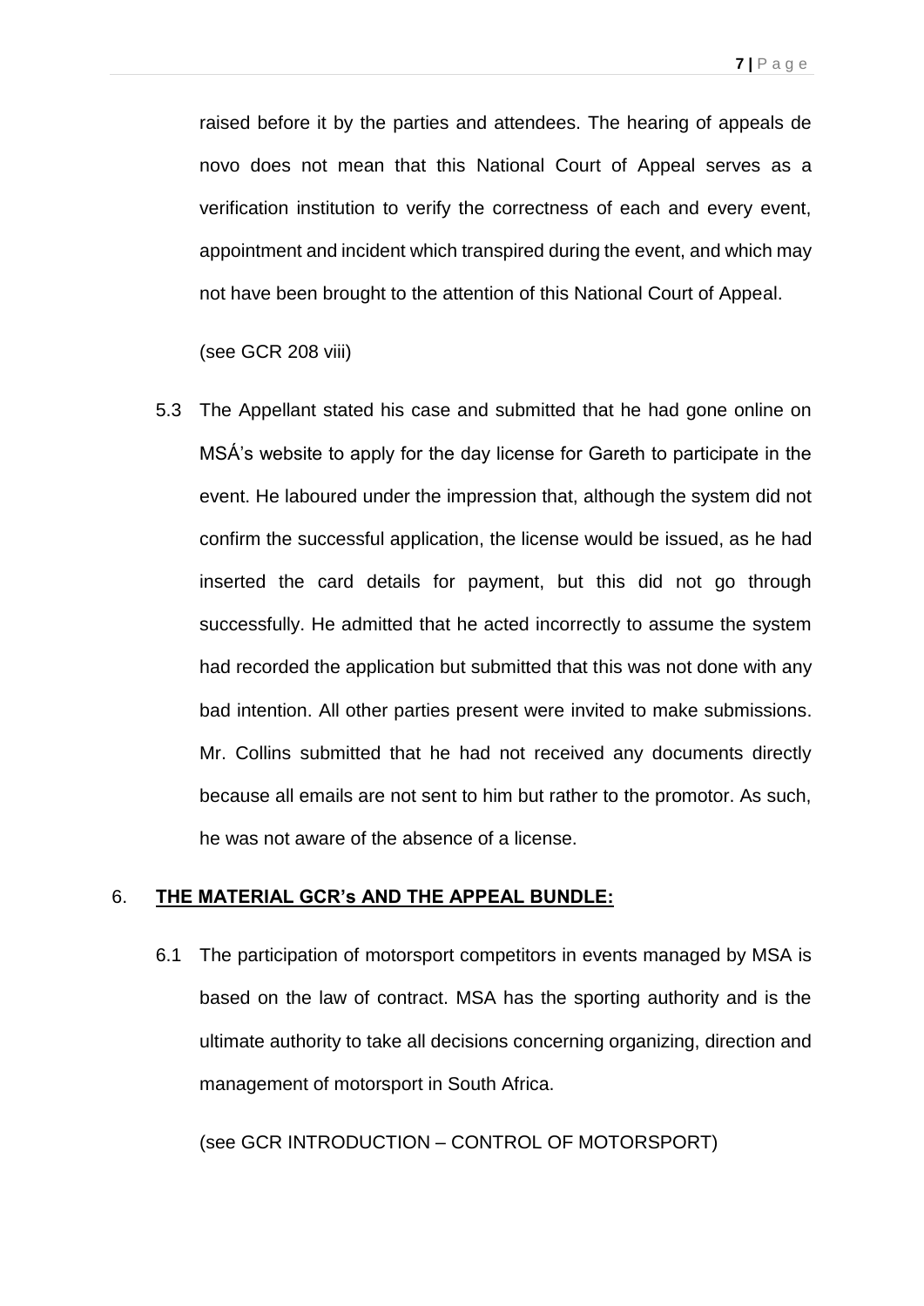raised before it by the parties and attendees. The hearing of appeals de novo does not mean that this National Court of Appeal serves as a verification institution to verify the correctness of each and every event, appointment and incident which transpired during the event, and which may not have been brought to the attention of this National Court of Appeal.

(see GCR 208 viii)

5.3 The Appellant stated his case and submitted that he had gone online on MSÁ's website to apply for the day license for Gareth to participate in the event. He laboured under the impression that, although the system did not confirm the successful application, the license would be issued, as he had inserted the card details for payment, but this did not go through successfully. He admitted that he acted incorrectly to assume the system had recorded the application but submitted that this was not done with any bad intention. All other parties present were invited to make submissions. Mr. Collins submitted that he had not received any documents directly because all emails are not sent to him but rather to the promotor. As such, he was not aware of the absence of a license.

## 6. **THE MATERIAL GCR's AND THE APPEAL BUNDLE:**

6.1 The participation of motorsport competitors in events managed by MSA is based on the law of contract. MSA has the sporting authority and is the ultimate authority to take all decisions concerning organizing, direction and management of motorsport in South Africa.

(see GCR INTRODUCTION – CONTROL OF MOTORSPORT)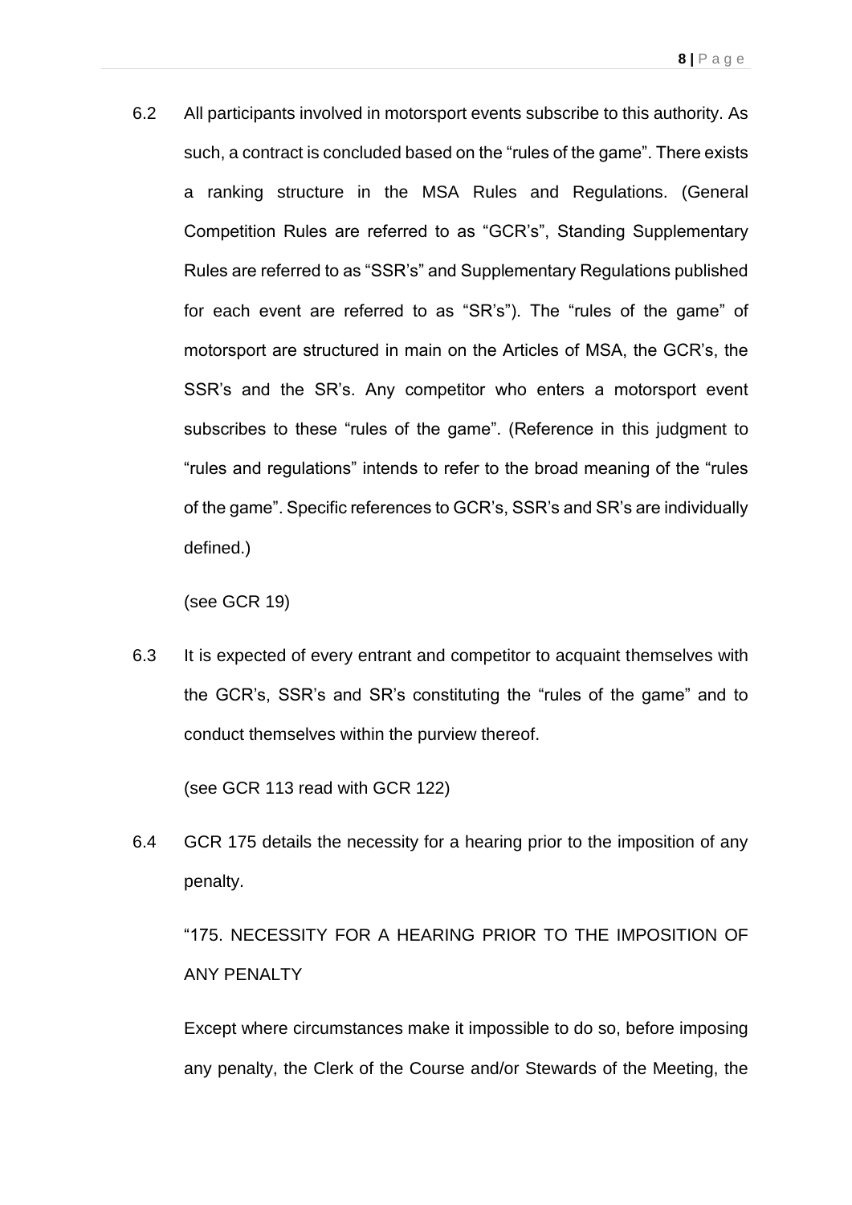6.2 All participants involved in motorsport events subscribe to this authority. As such, a contract is concluded based on the "rules of the game". There exists a ranking structure in the MSA Rules and Regulations. (General Competition Rules are referred to as "GCR's", Standing Supplementary Rules are referred to as "SSR's" and Supplementary Regulations published for each event are referred to as "SR's"). The "rules of the game" of motorsport are structured in main on the Articles of MSA, the GCR's, the SSR's and the SR's. Any competitor who enters a motorsport event subscribes to these "rules of the game". (Reference in this judgment to "rules and regulations" intends to refer to the broad meaning of the "rules of the game". Specific references to GCR's, SSR's and SR's are individually defined.)

(see GCR 19)

6.3 It is expected of every entrant and competitor to acquaint themselves with the GCR's, SSR's and SR's constituting the "rules of the game" and to conduct themselves within the purview thereof.

(see GCR 113 read with GCR 122)

6.4 GCR 175 details the necessity for a hearing prior to the imposition of any penalty.

"175. NECESSITY FOR A HEARING PRIOR TO THE IMPOSITION OF ANY PENALTY

Except where circumstances make it impossible to do so, before imposing any penalty, the Clerk of the Course and/or Stewards of the Meeting, the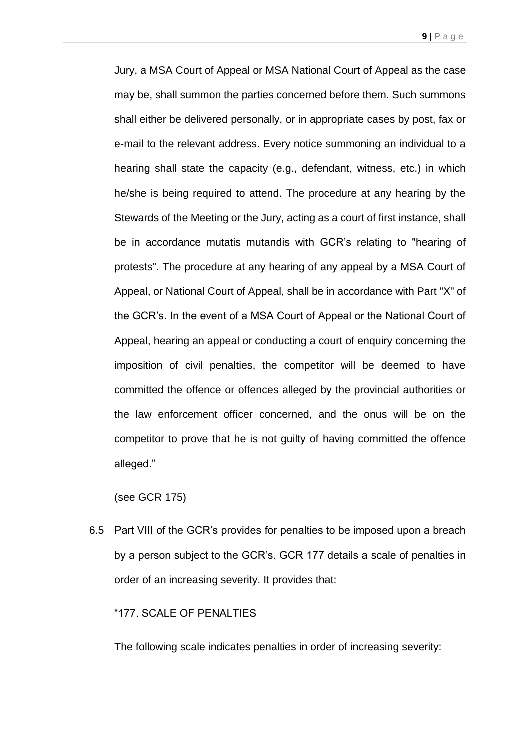Jury, a MSA Court of Appeal or MSA National Court of Appeal as the case may be, shall summon the parties concerned before them. Such summons shall either be delivered personally, or in appropriate cases by post, fax or e-mail to the relevant address. Every notice summoning an individual to a hearing shall state the capacity (e.g., defendant, witness, etc.) in which he/she is being required to attend. The procedure at any hearing by the Stewards of the Meeting or the Jury, acting as a court of first instance, shall be in accordance mutatis mutandis with GCR's relating to "hearing of protests". The procedure at any hearing of any appeal by a MSA Court of Appeal, or National Court of Appeal, shall be in accordance with Part "X" of the GCR's. In the event of a MSA Court of Appeal or the National Court of Appeal, hearing an appeal or conducting a court of enquiry concerning the imposition of civil penalties, the competitor will be deemed to have committed the offence or offences alleged by the provincial authorities or the law enforcement officer concerned, and the onus will be on the competitor to prove that he is not guilty of having committed the offence alleged."

(see GCR 175)

6.5 Part VIII of the GCR's provides for penalties to be imposed upon a breach by a person subject to the GCR's. GCR 177 details a scale of penalties in order of an increasing severity. It provides that:

"177. SCALE OF PENALTIES

The following scale indicates penalties in order of increasing severity: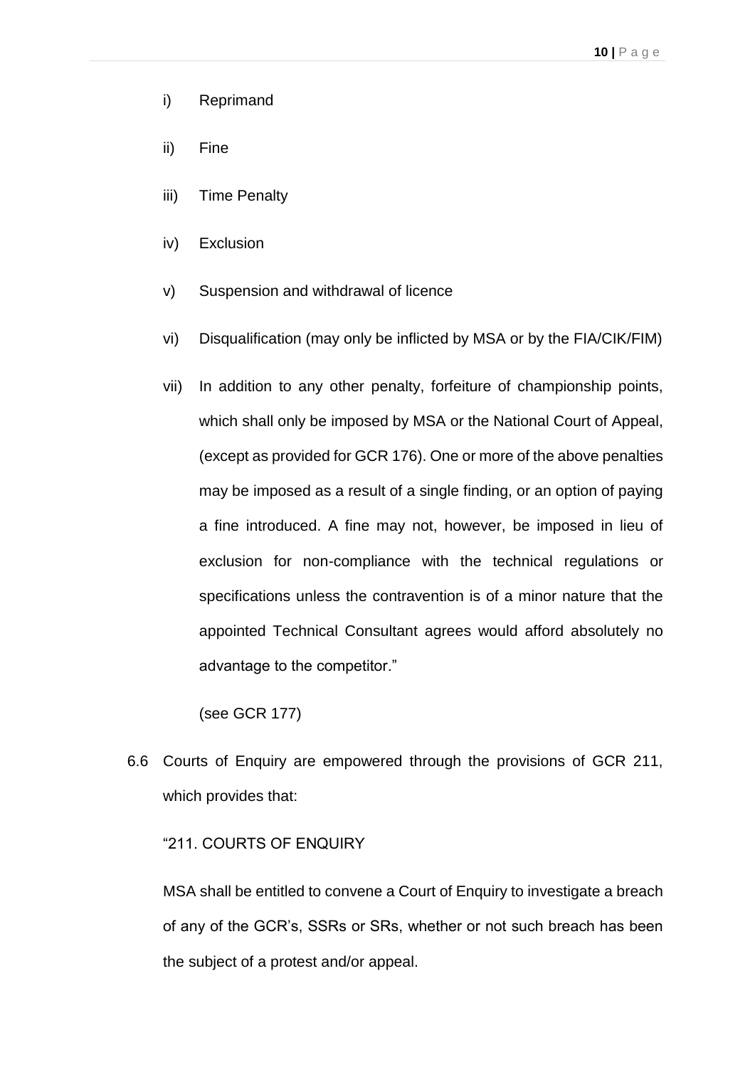i) Reprimand

ii) Fine

iii) Time Penalty

iv) Exclusion

v) Suspension and withdrawal of licence

vi) Disqualification (may only be inflicted by MSA or by the FIA/CIK/FIM)

vii) In addition to any other penalty, forfeiture of championship points, which shall only be imposed by MSA or the National Court of Appeal, (except as provided for GCR 176). One or more of the above penalties may be imposed as a result of a single finding, or an option of paying a fine introduced. A fine may not, however, be imposed in lieu of exclusion for non-compliance with the technical regulations or specifications unless the contravention is of a minor nature that the appointed Technical Consultant agrees would afford absolutely no advantage to the competitor."

(see GCR 177)

6.6 Courts of Enquiry are empowered through the provisions of GCR 211, which provides that:

"211. COURTS OF ENQUIRY

MSA shall be entitled to convene a Court of Enquiry to investigate a breach of any of the GCR's, SSRs or SRs, whether or not such breach has been the subject of a protest and/or appeal.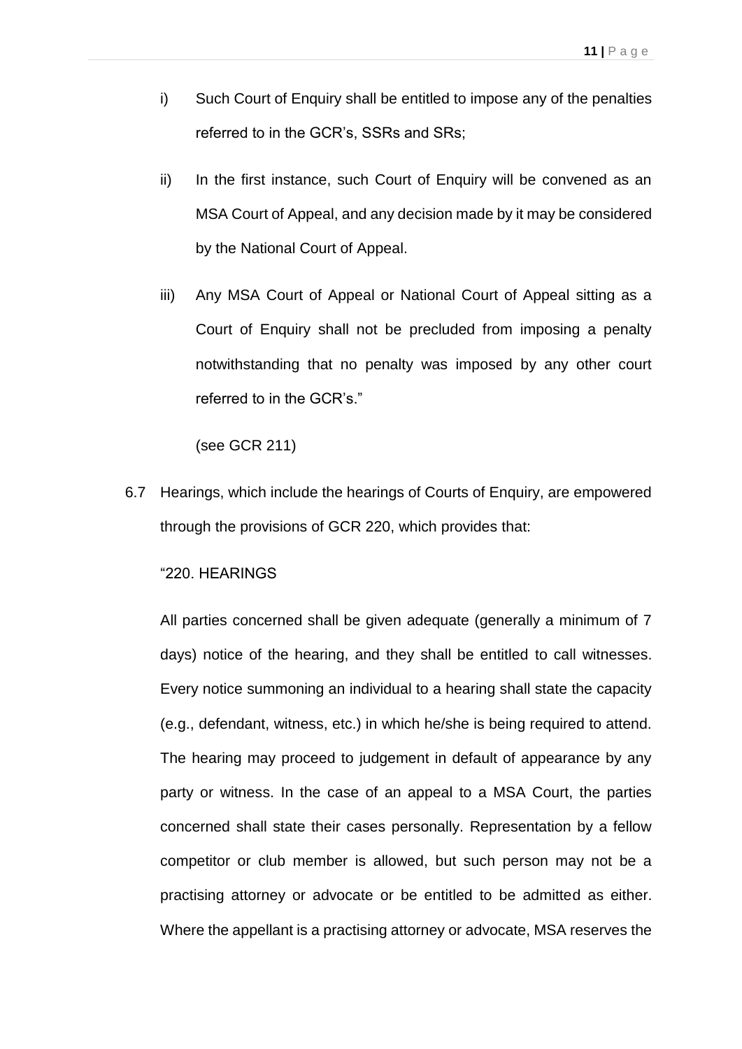i) Such Court of Enquiry shall be entitled to impose any of the penalties referred to in the GCR's, SSRs and SRs;

ii) In the first instance, such Court of Enquiry will be convened as an MSA Court of Appeal, and any decision made by it may be considered by the National Court of Appeal.

iii) Any MSA Court of Appeal or National Court of Appeal sitting as a Court of Enquiry shall not be precluded from imposing a penalty notwithstanding that no penalty was imposed by any other court referred to in the GCR's."

(see GCR 211)

6.7 Hearings, which include the hearings of Courts of Enquiry, are empowered through the provisions of GCR 220, which provides that:

"220. HEARINGS

All parties concerned shall be given adequate (generally a minimum of 7 days) notice of the hearing, and they shall be entitled to call witnesses. Every notice summoning an individual to a hearing shall state the capacity (e.g., defendant, witness, etc.) in which he/she is being required to attend. The hearing may proceed to judgement in default of appearance by any party or witness. In the case of an appeal to a MSA Court, the parties concerned shall state their cases personally. Representation by a fellow competitor or club member is allowed, but such person may not be a practising attorney or advocate or be entitled to be admitted as either. Where the appellant is a practising attorney or advocate, MSA reserves the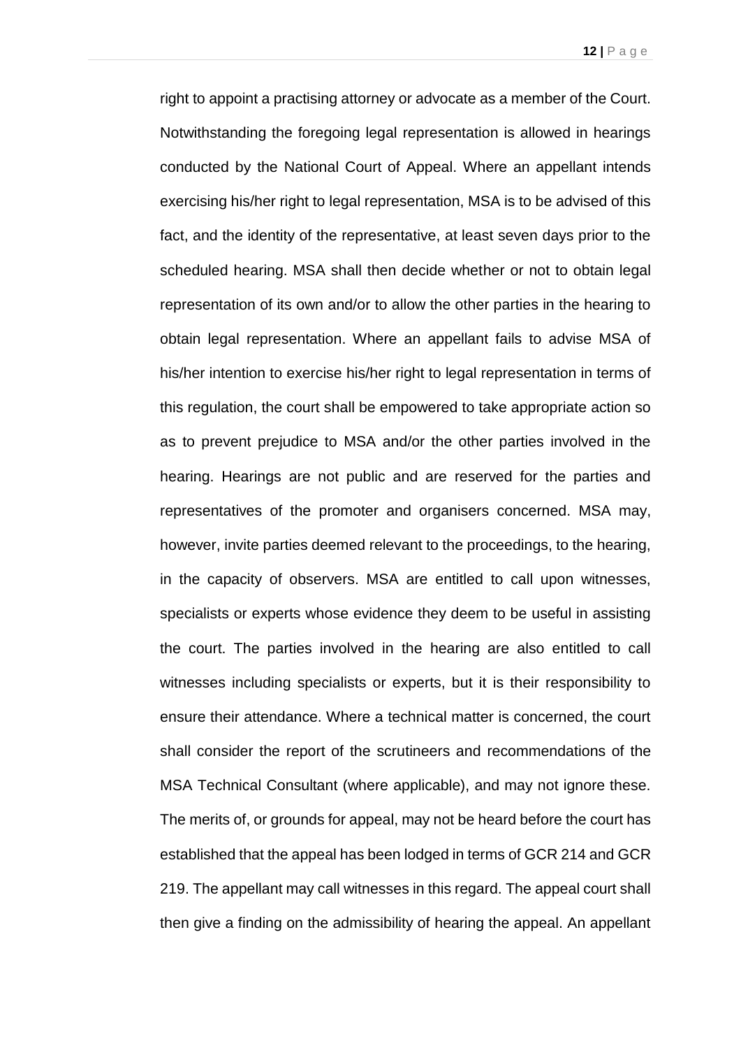right to appoint a practising attorney or advocate as a member of the Court. Notwithstanding the foregoing legal representation is allowed in hearings conducted by the National Court of Appeal. Where an appellant intends exercising his/her right to legal representation, MSA is to be advised of this fact, and the identity of the representative, at least seven days prior to the scheduled hearing. MSA shall then decide whether or not to obtain legal representation of its own and/or to allow the other parties in the hearing to obtain legal representation. Where an appellant fails to advise MSA of his/her intention to exercise his/her right to legal representation in terms of this regulation, the court shall be empowered to take appropriate action so as to prevent prejudice to MSA and/or the other parties involved in the hearing. Hearings are not public and are reserved for the parties and representatives of the promoter and organisers concerned. MSA may, however, invite parties deemed relevant to the proceedings, to the hearing, in the capacity of observers. MSA are entitled to call upon witnesses, specialists or experts whose evidence they deem to be useful in assisting the court. The parties involved in the hearing are also entitled to call witnesses including specialists or experts, but it is their responsibility to ensure their attendance. Where a technical matter is concerned, the court shall consider the report of the scrutineers and recommendations of the MSA Technical Consultant (where applicable), and may not ignore these. The merits of, or grounds for appeal, may not be heard before the court has established that the appeal has been lodged in terms of GCR 214 and GCR 219. The appellant may call witnesses in this regard. The appeal court shall then give a finding on the admissibility of hearing the appeal. An appellant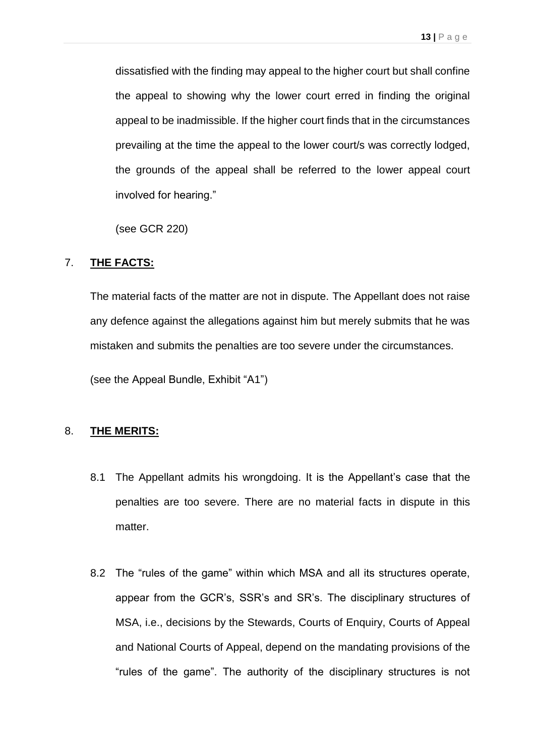dissatisfied with the finding may appeal to the higher court but shall confine the appeal to showing why the lower court erred in finding the original appeal to be inadmissible. If the higher court finds that in the circumstances prevailing at the time the appeal to the lower court/s was correctly lodged, the grounds of the appeal shall be referred to the lower appeal court involved for hearing."

(see GCR 220)

7. **THE FACTS:**

The material facts of the matter are not in dispute. The Appellant does not raise any defence against the allegations against him but merely submits that he was mistaken and submits the penalties are too severe under the circumstances.

(see the Appeal Bundle, Exhibit "A1")

8. **THE MERITS:**

8.1 The Appellant admits his wrongdoing. It is the Appellant's case that the penalties are too severe. There are no material facts in dispute in this matter.

8.2 The "rules of the game" within which MSA and all its structures operate, appear from the GCR's, SSR's and SR's. The disciplinary structures of MSA, i.e., decisions by the Stewards, Courts of Enquiry, Courts of Appeal and National Courts of Appeal, depend on the mandating provisions of the "rules of the game". The authority of the disciplinary structures is not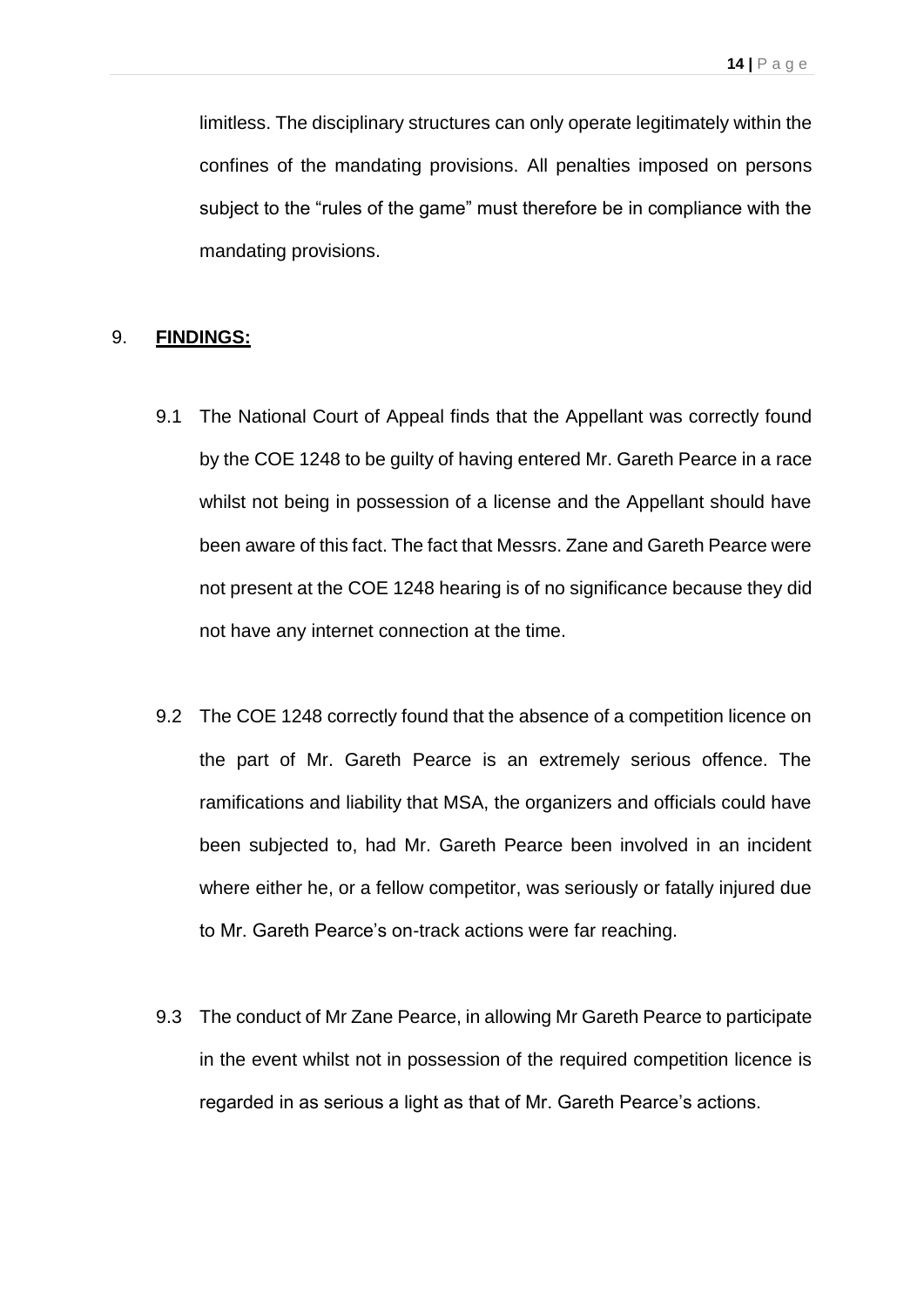limitless. The disciplinary structures can only operate legitimately within the confines of the mandating provisions. All penalties imposed on persons subject to the "rules of the game" must therefore be in compliance with the mandating provisions.

## 9. **FINDINGS:**

9.1 The National Court of Appeal finds that the Appellant was correctly found by the COE 1248 to be guilty of having entered Mr. Gareth Pearce in a race whilst not being in possession of a license and the Appellant should have been aware of this fact. The fact that Messrs. Zane and Gareth Pearce were not present at the COE 1248 hearing is of no significance because they did not have any internet connection at the time.

9.2 The COE 1248 correctly found that the absence of a competition licence on the part of Mr. Gareth Pearce is an extremely serious offence. The ramifications and liability that MSA, the organizers and officials could have been subjected to, had Mr. Gareth Pearce been involved in an incident where either he, or a fellow competitor, was seriously or fatally injured due to Mr. Gareth Pearce's on-track actions were far reaching.

9.3 The conduct of Mr Zane Pearce, in allowing Mr Gareth Pearce to participate in the event whilst not in possession of the required competition licence is regarded in as serious a light as that of Mr. Gareth Pearce's actions.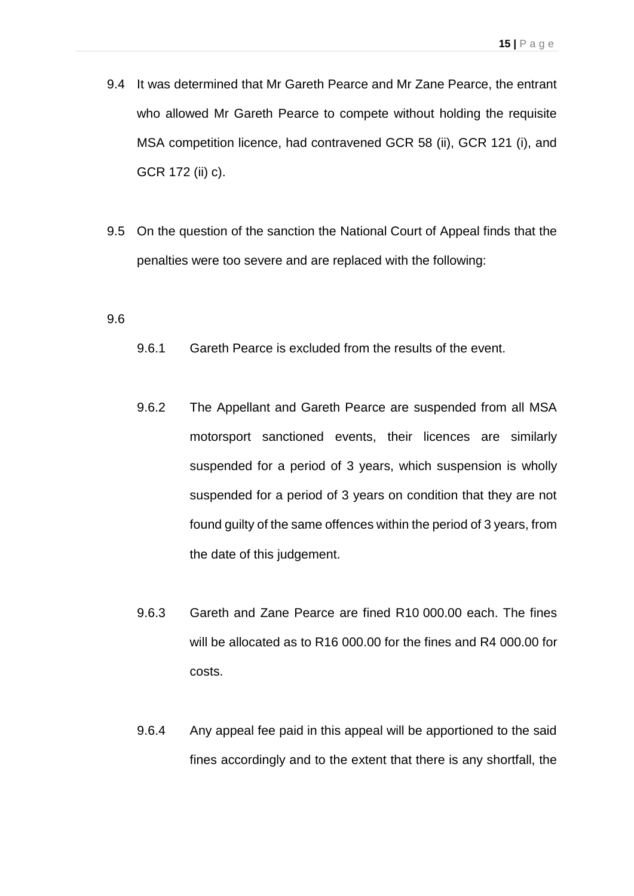9.4 It was determined that Mr Gareth Pearce and Mr Zane Pearce, the entrant who allowed Mr Gareth Pearce to compete without holding the requisite MSA competition licence, had contravened GCR 58 (ii), GCR 121 (i), and GCR 172 (ii) c).

9.5 On the question of the sanction the National Court of Appeal finds that the penalties were too severe and are replaced with the following:

9.6

9.6.1 Gareth Pearce is excluded from the results of the event.

9.6.2 The Appellant and Gareth Pearce are suspended from all MSA motorsport sanctioned events, their licences are similarly suspended for a period of 3 years, which suspension is wholly suspended for a period of 3 years on condition that they are not found guilty of the same offences within the period of 3 years, from the date of this judgement.

9.6.3 Gareth and Zane Pearce are fined R10 000.00 each. The fines will be allocated as to R16 000.00 for the fines and R4 000.00 for costs.

9.6.4 Any appeal fee paid in this appeal will be apportioned to the said fines accordingly and to the extent that there is any shortfall, the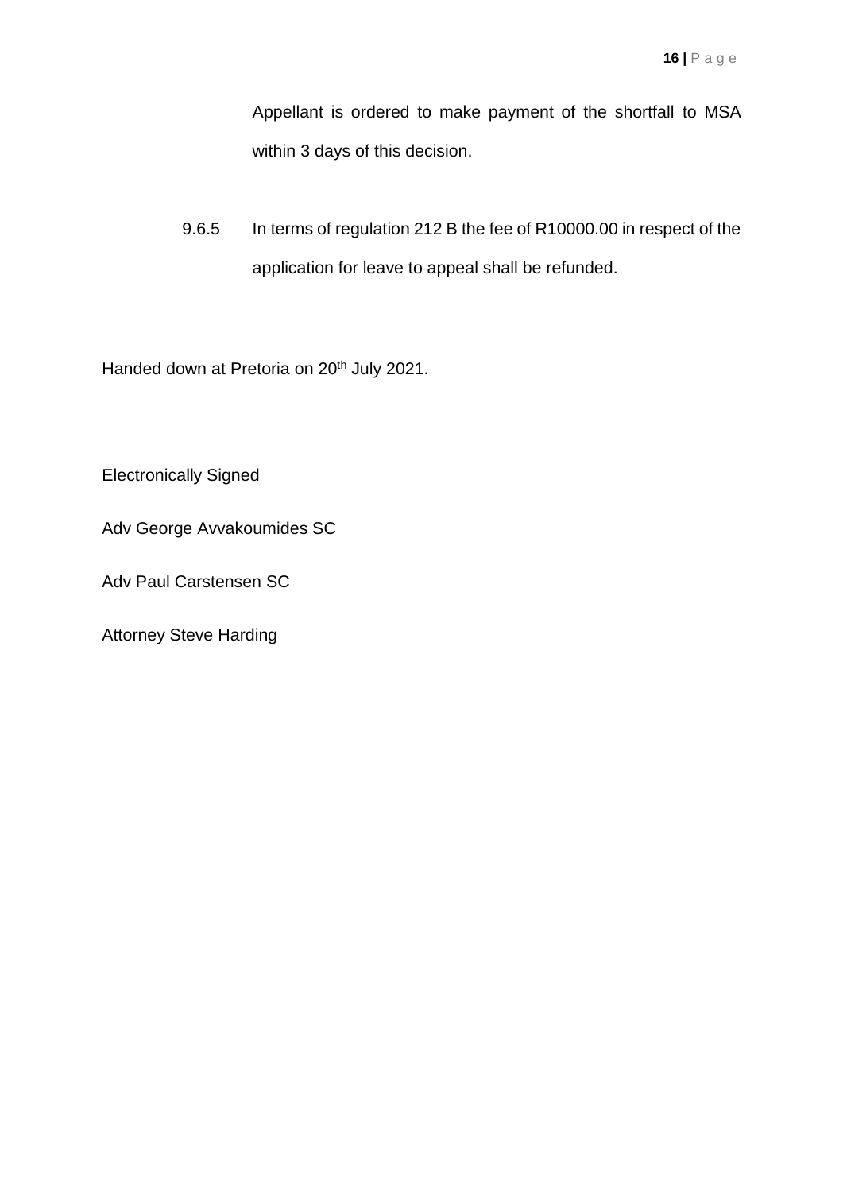Appellant is ordered to make payment of the shortfall to MSA within 3 days of this decision.

9.6.5 In terms of regulation 212 B the fee of R10000.00 in respect of the application for leave to appeal shall be refunded.

Handed down at Pretoria on 20th July 2021.

Electronically Signed

Adv George Avvakoumides SC

Adv Paul Carstensen SC

Attorney Steve Harding